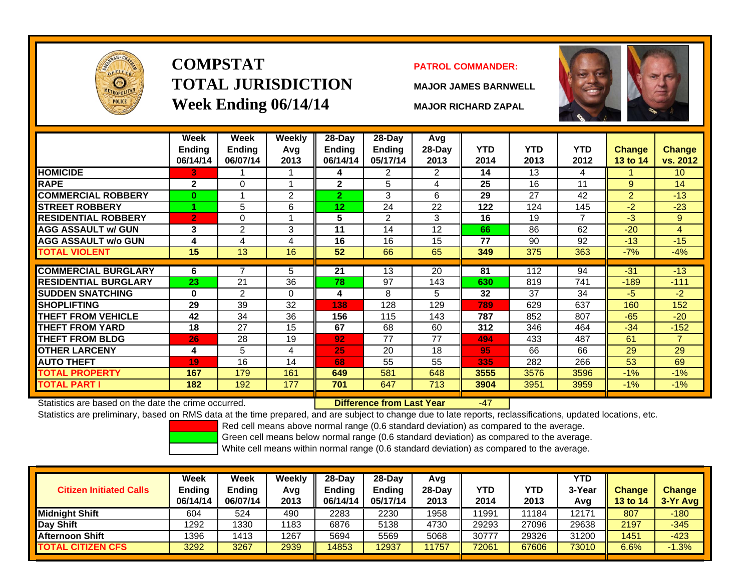# COMPSTAT
# TOTAL JURISDICTION
## Week Ending 06/14/14

**PATROL COMMANDER:**

**MAJOR JAMES BARNWELL**

**MAJOR RICHARD ZAPAL**

| | Week Ending 06/14/14 | Week Ending 06/07/14 | Weekly Avg 2013 | 28-Day Ending 06/14/14 | 28-Day Ending 05/17/14 | Avg 28-Day 2013 | YTD 2014 | YTD 2013 | YTD 2012 | Change 13 to 14 | Change vs. 2012 |
|---|---|---|---|---|---|---|---|---|---|---|---|
| **HOMICIDE** | 3 | 1 | 1 | 4 | 2 | 2 | 14 | 13 | 4 | 1 | 10 |
| **RAPE** | 2 | 0 | 1 | 2 | 5 | 4 | 25 | 16 | 11 | 9 | 14 |
| **COMMERCIAL ROBBERY** | 0 | 1 | 2 | 2 | 3 | 6 | 29 | 27 | 42 | 2 | -13 |
| **STREET ROBBERY** | 1 | 5 | 6 | 12 | 24 | 22 | 122 | 124 | 145 | -2 | -23 |
| **RESIDENTIAL ROBBERY** | 2 | 0 | 1 | 5 | 2 | 3 | 16 | 19 | 7 | -3 | 9 |
| **AGG ASSAULT w/ GUN** | 3 | 2 | 3 | 11 | 14 | 12 | 66 | 86 | 62 | -20 | 4 |
| **AGG ASSAULT w/o GUN** | 4 | 4 | 4 | 16 | 16 | 15 | 77 | 90 | 92 | -13 | -15 |
| **TOTAL VIOLENT** | 15 | 13 | 16 | 52 | 66 | 65 | 349 | 375 | 363 | -7% | -4% |
| **COMMERCIAL BURGLARY** | 6 | 7 | 5 | 21 | 13 | 20 | 81 | 112 | 94 | -31 | -13 |
| **RESIDENTIAL BURGLARY** | 23 | 21 | 36 | 78 | 97 | 143 | 630 | 819 | 741 | -189 | -111 |
| **SUDDEN SNATCHING** | 0 | 2 | 0 | 4 | 8 | 5 | 32 | 37 | 34 | -5 | -2 |
| **SHOPLIFTING** | 29 | 39 | 32 | 138 | 128 | 129 | 789 | 629 | 637 | 160 | 152 |
| **THEFT FROM VEHICLE** | 42 | 34 | 36 | 156 | 115 | 143 | 787 | 852 | 807 | -65 | -20 |
| **THEFT FROM YARD** | 18 | 27 | 15 | 67 | 68 | 60 | 312 | 346 | 464 | -34 | -152 |
| **THEFT FROM BLDG** | 26 | 28 | 19 | 92 | 77 | 77 | 494 | 433 | 487 | 61 | 7 |
| **OTHER LARCENY** | 4 | 5 | 4 | 25 | 20 | 18 | 95 | 66 | 66 | 29 | 29 |
| **AUTO THEFT** | 19 | 16 | 14 | 68 | 55 | 55 | 335 | 282 | 266 | 53 | 69 |
| **TOTAL PROPERTY** | 167 | 179 | 161 | 649 | 581 | 648 | 3555 | 3576 | 3596 | -1% | -1% |
| **TOTAL PART I** | 182 | 192 | 177 | 701 | 647 | 713 | 3904 | 3951 | 3959 | -1% | -1% |

Statistics are based on the date the crime occurred. **Difference from Last Year** -47

Statistics are preliminary, based on RMS data at the time prepared, and are subject to change due to late reports, reclassifications, updated locations, etc.

Red cell means above normal range (0.6 standard deviation) as compared to the average.
Green cell means below normal range (0.6 standard deviation) as compared to the average.
White cell means within normal range (0.6 standard deviation) as compared to the average.

| Citizen Initiated Calls | Week Ending 06/14/14 | Week Ending 06/07/14 | Weekly Avg 2013 | 28-Day Ending 06/14/14 | 28-Day Ending 05/17/14 | Avg 28-Day 2013 | YTD 2014 | YTD 2013 | YTD 3-Year Avg | Change 13 to 14 | Change 3-Yr Avg |
|---|---|---|---|---|---|---|---|---|---|---|---|
| **Midnight Shift** | 604 | 524 | 490 | 2283 | 2230 | 1958 | 11991 | 11184 | 12171 | 807 | -180 |
| **Day Shift** | 1292 | 1330 | 1183 | 6876 | 5138 | 4730 | 29293 | 27096 | 29638 | 2197 | -345 |
| **Afternoon Shift** | 1396 | 1413 | 1267 | 5694 | 5569 | 5068 | 30777 | 29326 | 31200 | 1451 | -423 |
| **TOTAL CITIZEN CFS** | 3292 | 3267 | 2939 | 14853 | 12937 | 11757 | 72061 | 67606 | 73010 | 6.6% | -1.3% |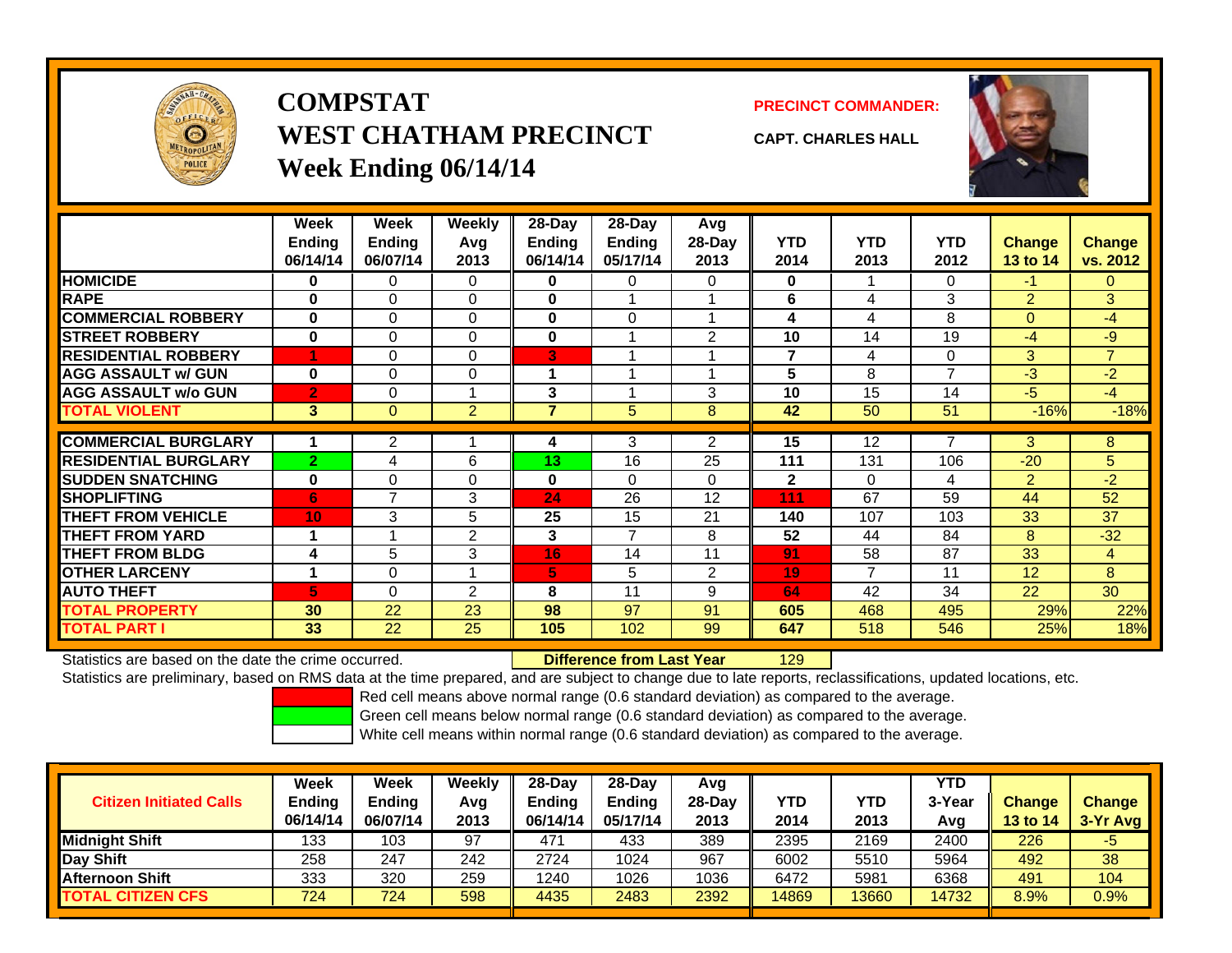# COMPSTAT
# WEST CHATHAM PRECINCT
## Week Ending 06/14/14

**PRECINCT COMMANDER:**

**CAPT. CHARLES HALL**

| | Week Ending 06/14/14 | Week Ending 06/07/14 | Weekly Avg 2013 | 28-Day Ending 06/14/14 | 28-Day Ending 05/17/14 | Avg 28-Day 2013 | YTD 2014 | YTD 2013 | YTD 2012 | Change 13 to 14 | Change vs. 2012 |
|---|---|---|---|---|---|---|---|---|---|---|---|
| HOMICIDE | 0 | 0 | 0 | 0 | 0 | 0 | 0 | 1 | 0 | -1 | 0 |
| RAPE | 0 | 0 | 0 | 0 | 1 | 1 | 6 | 4 | 3 | 2 | 3 |
| COMMERCIAL ROBBERY | 0 | 0 | 0 | 0 | 0 | 1 | 4 | 4 | 8 | 0 | -4 |
| STREET ROBBERY | 0 | 0 | 0 | 0 | 1 | 2 | 10 | 14 | 19 | -4 | -9 |
| RESIDENTIAL ROBBERY | 1 | 0 | 0 | 3 | 1 | 1 | 7 | 4 | 0 | 3 | 7 |
| AGG ASSAULT w/ GUN | 0 | 0 | 0 | 1 | 1 | 1 | 5 | 8 | 7 | -3 | -2 |
| AGG ASSAULT w/o GUN | 2 | 0 | 1 | 3 | 1 | 3 | 10 | 15 | 14 | -5 | -4 |
| TOTAL VIOLENT | 3 | 0 | 2 | 7 | 5 | 8 | 42 | 50 | 51 | -16% | -18% |
| COMMERCIAL BURGLARY | 1 | 2 | 1 | 4 | 3 | 2 | 15 | 12 | 7 | 3 | 8 |
| RESIDENTIAL BURGLARY | 2 | 4 | 6 | 13 | 16 | 25 | 111 | 131 | 106 | -20 | 5 |
| SUDDEN SNATCHING | 0 | 0 | 0 | 0 | 0 | 0 | 2 | 0 | 4 | 2 | -2 |
| SHOPLIFTING | 6 | 7 | 3 | 24 | 26 | 12 | 111 | 67 | 59 | 44 | 52 |
| THEFT FROM VEHICLE | 10 | 3 | 5 | 25 | 15 | 21 | 140 | 107 | 103 | 33 | 37 |
| THEFT FROM YARD | 1 | 1 | 2 | 3 | 7 | 8 | 52 | 44 | 84 | 8 | -32 |
| THEFT FROM BLDG | 4 | 5 | 3 | 16 | 14 | 11 | 91 | 58 | 87 | 33 | 4 |
| OTHER LARCENY | 1 | 0 | 1 | 5 | 5 | 2 | 19 | 7 | 11 | 12 | 8 |
| AUTO THEFT | 5 | 0 | 2 | 8 | 11 | 9 | 64 | 42 | 34 | 22 | 30 |
| TOTAL PROPERTY | 30 | 22 | 23 | 98 | 97 | 91 | 605 | 468 | 495 | 29% | 22% |
| TOTAL PART I | 33 | 22 | 25 | 105 | 102 | 99 | 647 | 518 | 546 | 25% | 18% |

Statistics are based on the date the crime occurred. **Difference from Last Year** 129

Statistics are preliminary, based on RMS data at the time prepared, and are subject to change due to late reports, reclassifications, updated locations, etc.

Red cell means above normal range (0.6 standard deviation) as compared to the average.
Green cell means below normal range (0.6 standard deviation) as compared to the average.
White cell means within normal range (0.6 standard deviation) as compared to the average.

| Citizen Initiated Calls | Week Ending 06/14/14 | Week Ending 06/07/14 | Weekly Avg 2013 | 28-Day Ending 06/14/14 | 28-Day Ending 05/17/14 | Avg 28-Day 2013 | YTD 2014 | YTD 2013 | YTD 3-Year Avg | Change 13 to 14 | Change 3-Yr Avg |
|---|---|---|---|---|---|---|---|---|---|---|---|
| Midnight Shift | 133 | 103 | 97 | 471 | 433 | 389 | 2395 | 2169 | 2400 | 226 | -5 |
| Day Shift | 258 | 247 | 242 | 2724 | 1024 | 967 | 6002 | 5510 | 5964 | 492 | 38 |
| Afternoon Shift | 333 | 320 | 259 | 1240 | 1026 | 1036 | 6472 | 5981 | 6368 | 491 | 104 |
| TOTAL CITIZEN CFS | 724 | 724 | 598 | 4435 | 2483 | 2392 | 14869 | 13660 | 14732 | 8.9% | 0.9% |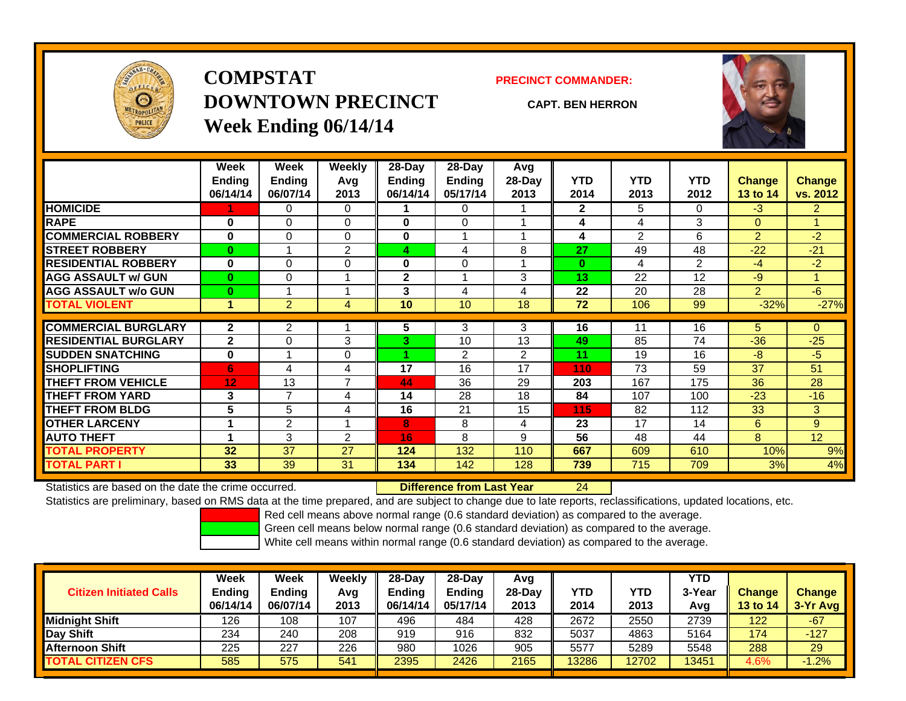# COMPSTAT
## DOWNTOWN PRECINCT
### Week Ending 06/14/14

**PRECINCT COMMANDER:**

**CAPT. BEN HERRON**

| | Week Ending 06/14/14 | Week Ending 06/07/14 | Weekly Avg 2013 | 28-Day Ending 06/14/14 | 28-Day Ending 05/17/14 | Avg 28-Day 2013 | YTD 2014 | YTD 2013 | YTD 2012 | Change 13 to 14 | Change vs. 2012 |
|---|---|---|---|---|---|---|---|---|---|---|---|
| HOMICIDE | 1 | 0 | 0 | 1 | 0 | 1 | 2 | 5 | 0 | -3 | 2 |
| RAPE | 0 | 0 | 0 | 0 | 0 | 1 | 4 | 4 | 3 | 0 | 1 |
| COMMERCIAL ROBBERY | 0 | 0 | 0 | 0 | 1 | 1 | 4 | 2 | 6 | 2 | -2 |
| STREET ROBBERY | 0 | 1 | 2 | 4 | 4 | 8 | 27 | 49 | 48 | -22 | -21 |
| RESIDENTIAL ROBBERY | 0 | 0 | 0 | 0 | 0 | 1 | 0 | 4 | 2 | -4 | -2 |
| AGG ASSAULT w/ GUN | 0 | 0 | 1 | 2 | 1 | 3 | 13 | 22 | 12 | -9 | 1 |
| AGG ASSAULT w/o GUN | 0 | 1 | 1 | 3 | 4 | 4 | 22 | 20 | 28 | 2 | -6 |
| TOTAL VIOLENT | 1 | 2 | 4 | 10 | 10 | 18 | 72 | 106 | 99 | -32% | -27% |
| COMMERCIAL BURGLARY | 2 | 2 | 1 | 5 | 3 | 3 | 16 | 11 | 16 | 5 | 0 |
| RESIDENTIAL BURGLARY | 2 | 0 | 3 | 3 | 10 | 13 | 49 | 85 | 74 | -36 | -25 |
| SUDDEN SNATCHING | 0 | 1 | 0 | 1 | 2 | 2 | 11 | 19 | 16 | -8 | -5 |
| SHOPLIFTING | 6 | 4 | 4 | 17 | 16 | 17 | 110 | 73 | 59 | 37 | 51 |
| THEFT FROM VEHICLE | 12 | 13 | 7 | 44 | 36 | 29 | 203 | 167 | 175 | 36 | 28 |
| THEFT FROM YARD | 3 | 7 | 4 | 14 | 28 | 18 | 84 | 107 | 100 | -23 | -16 |
| THEFT FROM BLDG | 5 | 5 | 4 | 16 | 21 | 15 | 115 | 82 | 112 | 33 | 3 |
| OTHER LARCENY | 1 | 2 | 1 | 8 | 8 | 4 | 23 | 17 | 14 | 6 | 9 |
| AUTO THEFT | 1 | 3 | 2 | 16 | 8 | 9 | 56 | 48 | 44 | 8 | 12 |
| TOTAL PROPERTY | 32 | 37 | 27 | 124 | 132 | 110 | 667 | 609 | 610 | 10% | 9% |
| TOTAL PART I | 33 | 39 | 31 | 134 | 142 | 128 | 739 | 715 | 709 | 3% | 4% |

Statistics are based on the date the crime occurred. **Difference from Last Year** 24

Statistics are preliminary, based on RMS data at the time prepared, and are subject to change due to late reports, reclassifications, updated locations, etc.

Red cell means above normal range (0.6 standard deviation) as compared to the average.
Green cell means below normal range (0.6 standard deviation) as compared to the average.
White cell means within normal range (0.6 standard deviation) as compared to the average.

| Citizen Initiated Calls | Week Ending 06/14/14 | Week Ending 06/07/14 | Weekly Avg 2013 | 28-Day Ending 06/14/14 | 28-Day Ending 05/17/14 | Avg 28-Day 2013 | YTD 2014 | YTD 2013 | YTD 3-Year Avg | Change 13 to 14 | Change 3-Yr Avg |
|---|---|---|---|---|---|---|---|---|---|---|---|
| Midnight Shift | 126 | 108 | 107 | 496 | 484 | 428 | 2672 | 2550 | 2739 | 122 | -67 |
| Day Shift | 234 | 240 | 208 | 919 | 916 | 832 | 5037 | 4863 | 5164 | 174 | -127 |
| Afternoon Shift | 225 | 227 | 226 | 980 | 1026 | 905 | 5577 | 5289 | 5548 | 288 | 29 |
| TOTAL CITIZEN CFS | 585 | 575 | 541 | 2395 | 2426 | 2165 | 13286 | 12702 | 13451 | 4.6% | -1.2% |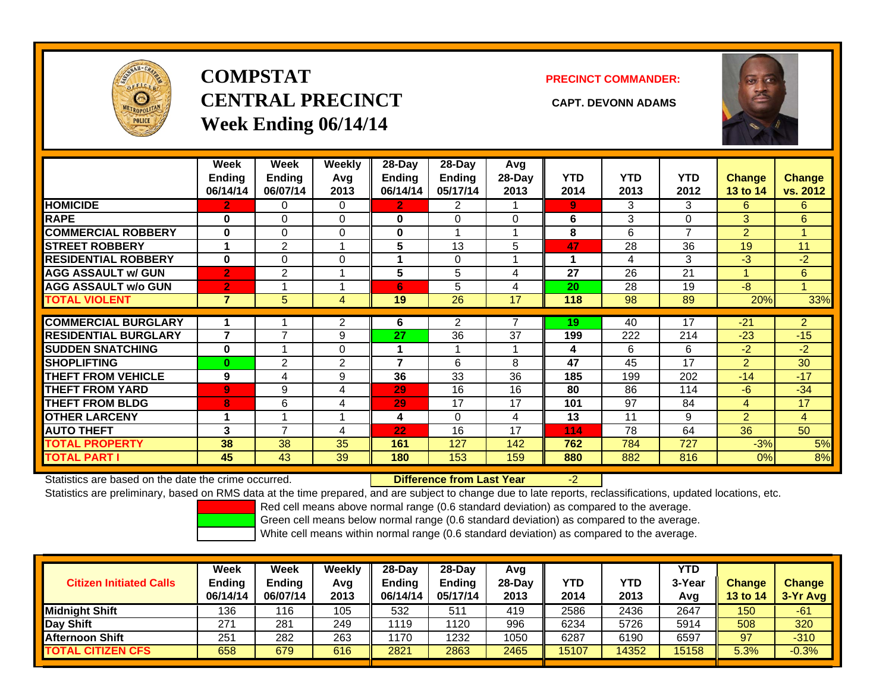# COMPSTAT
# CENTRAL PRECINCT
## Week Ending 06/14/14

**PRECINCT COMMANDER:**

**CAPT. DEVONN ADAMS**

| | Week Ending 06/14/14 | Week Ending 06/07/14 | Weekly Avg 2013 | 28-Day Ending 06/14/14 | 28-Day Ending 05/17/14 | Avg 28-Day 2013 | YTD 2014 | YTD 2013 | YTD 2012 | Change 13 to 14 | Change vs. 2012 |
|---|---|---|---|---|---|---|---|---|---|---|---|
| **HOMICIDE** | 2 | 0 | 0 | 2 | 2 | 1 | 9 | 3 | 3 | 6 | 6 |
| **RAPE** | 0 | 0 | 0 | 0 | 0 | 0 | 6 | 3 | 0 | 3 | 6 |
| **COMMERCIAL ROBBERY** | 0 | 0 | 0 | 0 | 1 | 1 | 8 | 6 | 7 | 2 | 1 |
| **STREET ROBBERY** | 1 | 2 | 1 | 5 | 13 | 5 | 47 | 28 | 36 | 19 | 11 |
| **RESIDENTIAL ROBBERY** | 0 | 0 | 0 | 1 | 0 | 1 | 1 | 4 | 3 | -3 | -2 |
| **AGG ASSAULT w/ GUN** | 2 | 2 | 1 | 5 | 5 | 4 | 27 | 26 | 21 | 1 | 6 |
| **AGG ASSAULT w/o GUN** | 2 | 1 | 1 | 6 | 5 | 4 | 20 | 28 | 19 | -8 | 1 |
| **TOTAL VIOLENT** | 7 | 5 | 4 | 19 | 26 | 17 | 118 | 98 | 89 | 20% | 33% |
| **COMMERCIAL BURGLARY** | 1 | 1 | 2 | 6 | 2 | 7 | 19 | 40 | 17 | -21 | 2 |
| **RESIDENTIAL BURGLARY** | 7 | 7 | 9 | 27 | 36 | 37 | 199 | 222 | 214 | -23 | -15 |
| **SUDDEN SNATCHING** | 0 | 1 | 0 | 1 | 1 | 1 | 4 | 6 | 6 | -2 | -2 |
| **SHOPLIFTING** | 0 | 2 | 2 | 7 | 6 | 8 | 47 | 45 | 17 | 2 | 30 |
| **THEFT FROM VEHICLE** | 9 | 4 | 9 | 36 | 33 | 36 | 185 | 199 | 202 | -14 | -17 |
| **THEFT FROM YARD** | 9 | 9 | 4 | 29 | 16 | 16 | 80 | 86 | 114 | -6 | -34 |
| **THEFT FROM BLDG** | 8 | 6 | 4 | 29 | 17 | 17 | 101 | 97 | 84 | 4 | 17 |
| **OTHER LARCENY** | 1 | 1 | 1 | 4 | 0 | 4 | 13 | 11 | 9 | 2 | 4 |
| **AUTO THEFT** | 3 | 7 | 4 | 22 | 16 | 17 | 114 | 78 | 64 | 36 | 50 |
| **TOTAL PROPERTY** | 38 | 38 | 35 | 161 | 127 | 142 | 762 | 784 | 727 | -3% | 5% |
| **TOTAL PART I** | 45 | 43 | 39 | 180 | 153 | 159 | 880 | 882 | 816 | 0% | 8% |

Statistics are based on the date the crime occurred. **Difference from Last Year** -2

Statistics are preliminary, based on RMS data at the time prepared, and are subject to change due to late reports, reclassifications, updated locations, etc.

Red cell means above normal range (0.6 standard deviation) as compared to the average.
Green cell means below normal range (0.6 standard deviation) as compared to the average.
White cell means within normal range (0.6 standard deviation) as compared to the average.

| Citizen Initiated Calls | Week Ending 06/14/14 | Week Ending 06/07/14 | Weekly Avg 2013 | 28-Day Ending 06/14/14 | 28-Day Ending 05/17/14 | Avg 28-Day 2013 | YTD 2014 | YTD 2013 | YTD 3-Year Avg | Change 13 to 14 | Change 3-Yr Avg |
|---|---|---|---|---|---|---|---|---|---|---|---|
| **Midnight Shift** | 136 | 116 | 105 | 532 | 511 | 419 | 2586 | 2436 | 2647 | 150 | -61 |
| **Day Shift** | 271 | 281 | 249 | 1119 | 1120 | 996 | 6234 | 5726 | 5914 | 508 | 320 |
| **Afternoon Shift** | 251 | 282 | 263 | 1170 | 1232 | 1050 | 6287 | 6190 | 6597 | 97 | -310 |
| **TOTAL CITIZEN CFS** | 658 | 679 | 616 | 2821 | 2863 | 2465 | 15107 | 14352 | 15158 | 5.3% | -0.3% |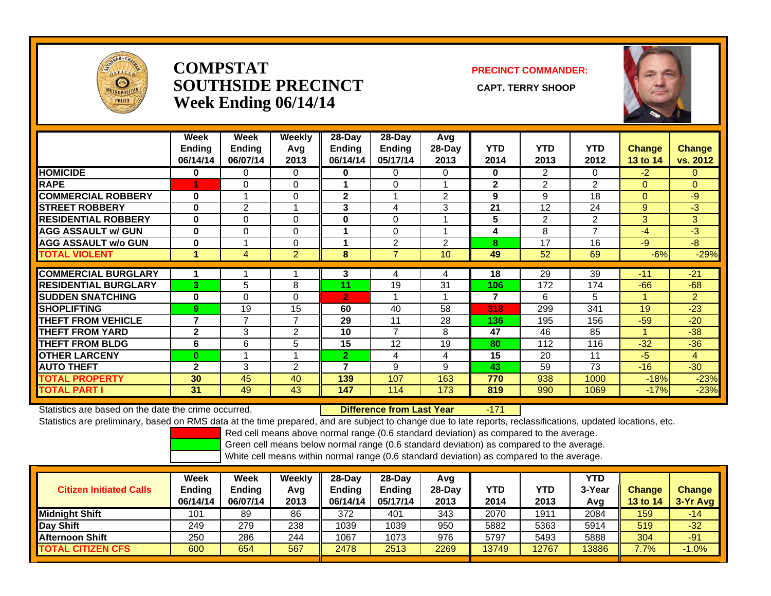# COMPSTAT
# SOUTHSIDE PRECINCT
# Week Ending 06/14/14

**PRECINCT COMMANDER:**

**CAPT. TERRY SHOOP**

| | Week Ending 06/14/14 | Week Ending 06/07/14 | Weekly Avg 2013 | 28-Day Ending 06/14/14 | 28-Day Ending 05/17/14 | Avg 28-Day 2013 | YTD 2014 | YTD 2013 | YTD 2012 | Change 13 to 14 | Change vs. 2012 |
|---|---|---|---|---|---|---|---|---|---|---|---|
| HOMICIDE | 0 | 0 | 0 | 0 | 0 | 0 | 0 | 2 | 0 | -2 | 0 |
| RAPE | 1 | 0 | 0 | 1 | 0 | 1 | 2 | 2 | 2 | 0 | 0 |
| COMMERCIAL ROBBERY | 0 | 1 | 0 | 2 | 1 | 2 | 9 | 9 | 18 | 0 | -9 |
| STREET ROBBERY | 0 | 2 | 1 | 3 | 4 | 3 | 21 | 12 | 24 | 9 | -3 |
| RESIDENTIAL ROBBERY | 0 | 0 | 0 | 0 | 0 | 1 | 5 | 2 | 2 | 3 | 3 |
| AGG ASSAULT w/ GUN | 0 | 0 | 0 | 1 | 0 | 1 | 4 | 8 | 7 | -4 | -3 |
| AGG ASSAULT w/o GUN | 0 | 1 | 0 | 1 | 2 | 2 | 8 | 17 | 16 | -9 | -8 |
| TOTAL VIOLENT | 1 | 4 | 2 | 8 | 7 | 10 | 49 | 52 | 69 | -6% | -29% |
| COMMERCIAL BURGLARY | 1 | 1 | 1 | 3 | 4 | 4 | 18 | 29 | 39 | -11 | -21 |
| RESIDENTIAL BURGLARY | 3 | 5 | 8 | 11 | 19 | 31 | 106 | 172 | 174 | -66 | -68 |
| SUDDEN SNATCHING | 0 | 0 | 0 | 2 | 1 | 1 | 7 | 6 | 5 | 1 | 2 |
| SHOPLIFTING | 9 | 19 | 15 | 60 | 40 | 58 | 318 | 299 | 341 | 19 | -23 |
| THEFT FROM VEHICLE | 7 | 7 | 7 | 29 | 11 | 28 | 136 | 195 | 156 | -59 | -20 |
| THEFT FROM YARD | 2 | 3 | 2 | 10 | 7 | 8 | 47 | 46 | 85 | 1 | -38 |
| THEFT FROM BLDG | 6 | 6 | 5 | 15 | 12 | 19 | 80 | 112 | 116 | -32 | -36 |
| OTHER LARCENY | 0 | 1 | 1 | 2 | 4 | 4 | 15 | 20 | 11 | -5 | 4 |
| AUTO THEFT | 2 | 3 | 2 | 7 | 9 | 9 | 43 | 59 | 73 | -16 | -30 |
| TOTAL PROPERTY | 30 | 45 | 40 | 139 | 107 | 163 | 770 | 938 | 1000 | -18% | -23% |
| TOTAL PART I | 31 | 49 | 43 | 147 | 114 | 173 | 819 | 990 | 1069 | -17% | -23% |

Statistics are based on the date the crime occurred. **Difference from Last Year** -171

Statistics are preliminary, based on RMS data at the time prepared, and are subject to change due to late reports, reclassifications, updated locations, etc.

Red cell means above normal range (0.6 standard deviation) as compared to the average.

Green cell means below normal range (0.6 standard deviation) as compared to the average.

White cell means within normal range (0.6 standard deviation) as compared to the average.

| Citizen Initiated Calls | Week Ending 06/14/14 | Week Ending 06/07/14 | Weekly Avg 2013 | 28-Day Ending 06/14/14 | 28-Day Ending 05/17/14 | Avg 28-Day 2013 | YTD 2014 | YTD 2013 | YTD 3-Year Avg | Change 13 to 14 | Change 3-Yr Avg |
|---|---|---|---|---|---|---|---|---|---|---|---|
| Midnight Shift | 101 | 89 | 86 | 372 | 401 | 343 | 2070 | 1911 | 2084 | 159 | -14 |
| Day Shift | 249 | 279 | 238 | 1039 | 1039 | 950 | 5882 | 5363 | 5914 | 519 | -32 |
| Afternoon Shift | 250 | 286 | 244 | 1067 | 1073 | 976 | 5797 | 5493 | 5888 | 304 | -91 |
| TOTAL CITIZEN CFS | 600 | 654 | 567 | 2478 | 2513 | 2269 | 13749 | 12767 | 13886 | 7.7% | -1.0% |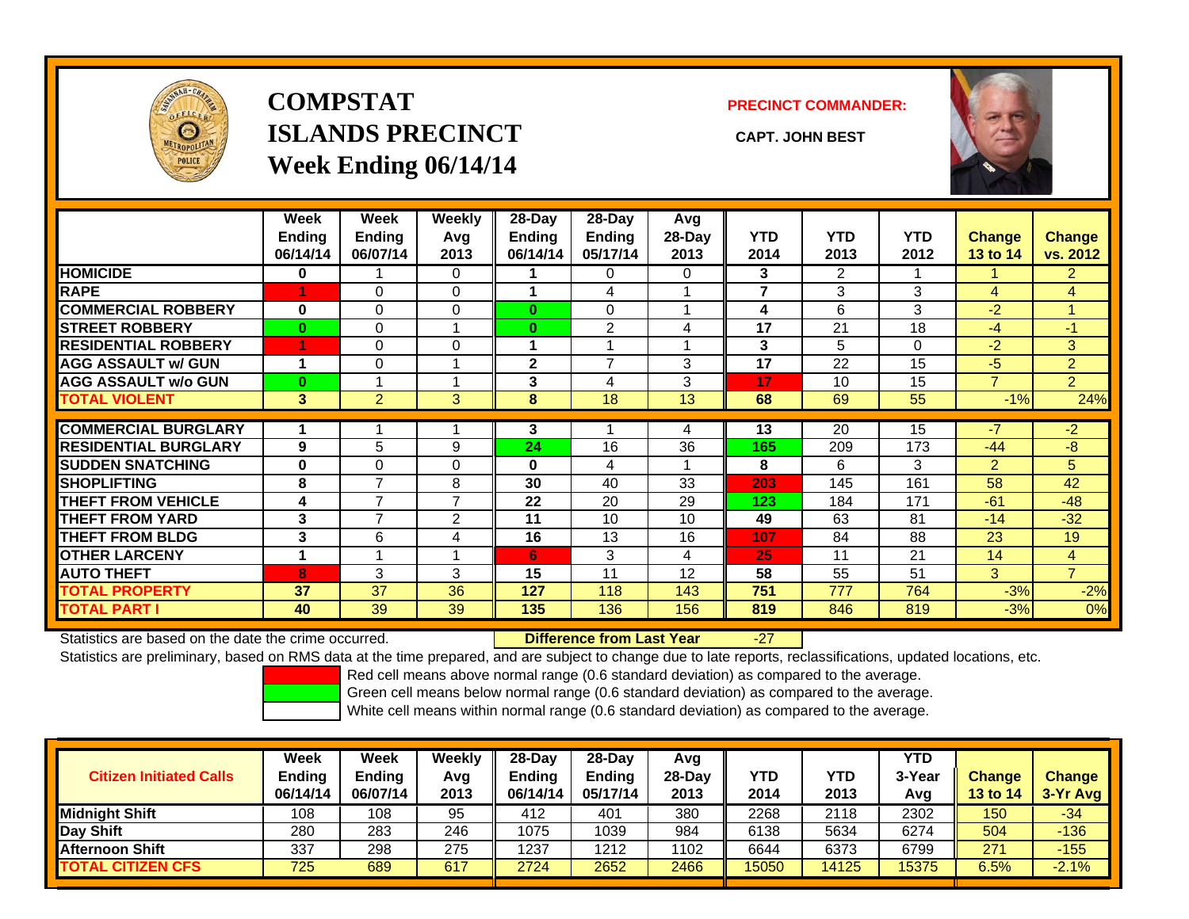# COMPSTAT
# ISLANDS PRECINCT
# Week Ending 06/14/14

**PRECINCT COMMANDER:**

**CAPT. JOHN BEST**

| | Week Ending 06/14/14 | Week Ending 06/07/14 | Weekly Avg 2013 | 28-Day Ending 06/14/14 | 28-Day Ending 05/17/14 | Avg 28-Day 2013 | YTD 2014 | YTD 2013 | YTD 2012 | Change 13 to 14 | Change vs. 2012 |
|---|---|---|---|---|---|---|---|---|---|---|---|
| **HOMICIDE** | 0 | 1 | 0 | 1 | 0 | 0 | 3 | 2 | 1 | 1 | 2 |
| **RAPE** | 1 | 0 | 0 | 1 | 4 | 1 | 7 | 3 | 3 | 4 | 4 |
| **COMMERCIAL ROBBERY** | 0 | 0 | 0 | 0 | 0 | 1 | 4 | 6 | 3 | -2 | 1 |
| **STREET ROBBERY** | 0 | 0 | 1 | 0 | 2 | 4 | 17 | 21 | 18 | -4 | -1 |
| **RESIDENTIAL ROBBERY** | 1 | 0 | 0 | 1 | 1 | 1 | 3 | 5 | 0 | -2 | 3 |
| **AGG ASSAULT w/ GUN** | 1 | 0 | 1 | 2 | 7 | 3 | 17 | 22 | 15 | -5 | 2 |
| **AGG ASSAULT w/o GUN** | 0 | 1 | 1 | 3 | 4 | 3 | 17 | 10 | 15 | 7 | 2 |
| **TOTAL VIOLENT** | 3 | 2 | 3 | 8 | 18 | 13 | 68 | 69 | 55 | -1% | 24% |
| **COMMERCIAL BURGLARY** | 1 | 1 | 1 | 3 | 1 | 4 | 13 | 20 | 15 | -7 | -2 |
| **RESIDENTIAL BURGLARY** | 9 | 5 | 9 | 24 | 16 | 36 | 165 | 209 | 173 | -44 | -8 |
| **SUDDEN SNATCHING** | 0 | 0 | 0 | 0 | 4 | 1 | 8 | 6 | 3 | 2 | 5 |
| **SHOPLIFTING** | 8 | 7 | 8 | 30 | 40 | 33 | 203 | 145 | 161 | 58 | 42 |
| **THEFT FROM VEHICLE** | 4 | 7 | 7 | 22 | 20 | 29 | 123 | 184 | 171 | -61 | -48 |
| **THEFT FROM YARD** | 3 | 7 | 2 | 11 | 10 | 10 | 49 | 63 | 81 | -14 | -32 |
| **THEFT FROM BLDG** | 3 | 6 | 4 | 16 | 13 | 16 | 107 | 84 | 88 | 23 | 19 |
| **OTHER LARCENY** | 1 | 1 | 1 | 6 | 3 | 4 | 25 | 11 | 21 | 14 | 4 |
| **AUTO THEFT** | 8 | 3 | 3 | 15 | 11 | 12 | 58 | 55 | 51 | 3 | 7 |
| **TOTAL PROPERTY** | 37 | 37 | 36 | 127 | 118 | 143 | 751 | 777 | 764 | -3% | -2% |
| **TOTAL PART I** | 40 | 39 | 39 | 135 | 136 | 156 | 819 | 846 | 819 | -3% | 0% |

Statistics are based on the date the crime occurred. **Difference from Last Year** -27

Statistics are preliminary, based on RMS data at the time prepared, and are subject to change due to late reports, reclassifications, updated locations, etc.

Red cell means above normal range (0.6 standard deviation) as compared to the average.
Green cell means below normal range (0.6 standard deviation) as compared to the average.
White cell means within normal range (0.6 standard deviation) as compared to the average.

| Citizen Initiated Calls | Week Ending 06/14/14 | Week Ending 06/07/14 | Weekly Avg 2013 | 28-Day Ending 06/14/14 | 28-Day Ending 05/17/14 | Avg 28-Day 2013 | YTD 2014 | YTD 2013 | YTD 3-Year Avg | Change 13 to 14 | Change 3-Yr Avg |
|---|---|---|---|---|---|---|---|---|---|---|---|
| **Midnight Shift** | 108 | 108 | 95 | 412 | 401 | 380 | 2268 | 2118 | 2302 | 150 | -34 |
| **Day Shift** | 280 | 283 | 246 | 1075 | 1039 | 984 | 6138 | 5634 | 6274 | 504 | -136 |
| **Afternoon Shift** | 337 | 298 | 275 | 1237 | 1212 | 1102 | 6644 | 6373 | 6799 | 271 | -155 |
| **TOTAL CITIZEN CFS** | 725 | 689 | 617 | 2724 | 2652 | 2466 | 15050 | 14125 | 15375 | 6.5% | -2.1% |